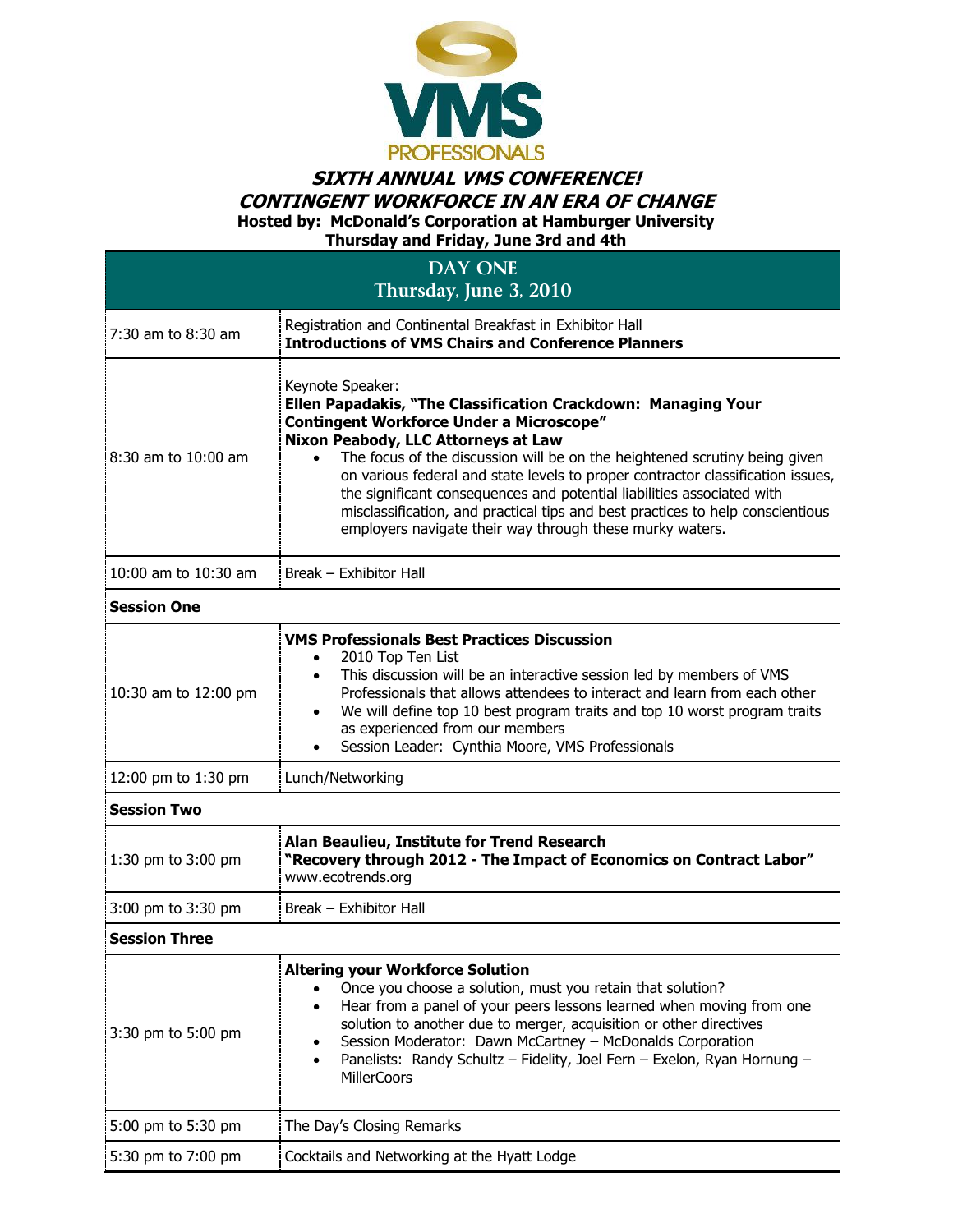# SIXTH ANNUAL VMS CONFERENCE!

## CONTINGENT WORKFORCE IN AN ERA OF CHANGE

**Hosted by: McDonald's Corporation at Hamburger University**

**Thursday and Friday, June 3rd and 4th**

| DAY ONE<br>Thursday, June 3, 2010 | |
|---|---|
| 7:30 am to 8:30 am | Registration and Continental Breakfast in Exhibitor Hall<br>**Introductions of VMS Chairs and Conference Planners** |
| 8:30 am to 10:00 am | Keynote Speaker:<br>**Ellen Papadakis, "The Classification Crackdown: Managing Your Contingent Workforce Under a Microscope"**<br>**Nixon Peabody, LLC Attorneys at Law**<br>• The focus of the discussion will be on the heightened scrutiny being given on various federal and state levels to proper contractor classification issues, the significant consequences and potential liabilities associated with misclassification, and practical tips and best practices to help conscientious employers navigate their way through these murky waters. |
| 10:00 am to 10:30 am | Break – Exhibitor Hall |
| **Session One** | |
| 10:30 am to 12:00 pm | **VMS Professionals Best Practices Discussion**<br>• 2010 Top Ten List<br>• This discussion will be an interactive session led by members of VMS Professionals that allows attendees to interact and learn from each other<br>• We will define top 10 best program traits and top 10 worst program traits as experienced from our members<br>• Session Leader: Cynthia Moore, VMS Professionals |
| 12:00 pm to 1:30 pm | Lunch/Networking |
| **Session Two** | |
| 1:30 pm to 3:00 pm | **Alan Beaulieu, Institute for Trend Research**<br>**"Recovery through 2012 - The Impact of Economics on Contract Labor"**<br>www.ecotrends.org |
| 3:00 pm to 3:30 pm | Break – Exhibitor Hall |
| **Session Three** | |
| 3:30 pm to 5:00 pm | **Altering your Workforce Solution**<br>• Once you choose a solution, must you retain that solution?<br>• Hear from a panel of your peers lessons learned when moving from one solution to another due to merger, acquisition or other directives<br>• Session Moderator: Dawn McCartney – McDonalds Corporation<br>• Panelists: Randy Schultz – Fidelity, Joel Fern – Exelon, Ryan Hornung – MillerCoors |
| 5:00 pm to 5:30 pm | The Day's Closing Remarks |
| 5:30 pm to 7:00 pm | Cocktails and Networking at the Hyatt Lodge |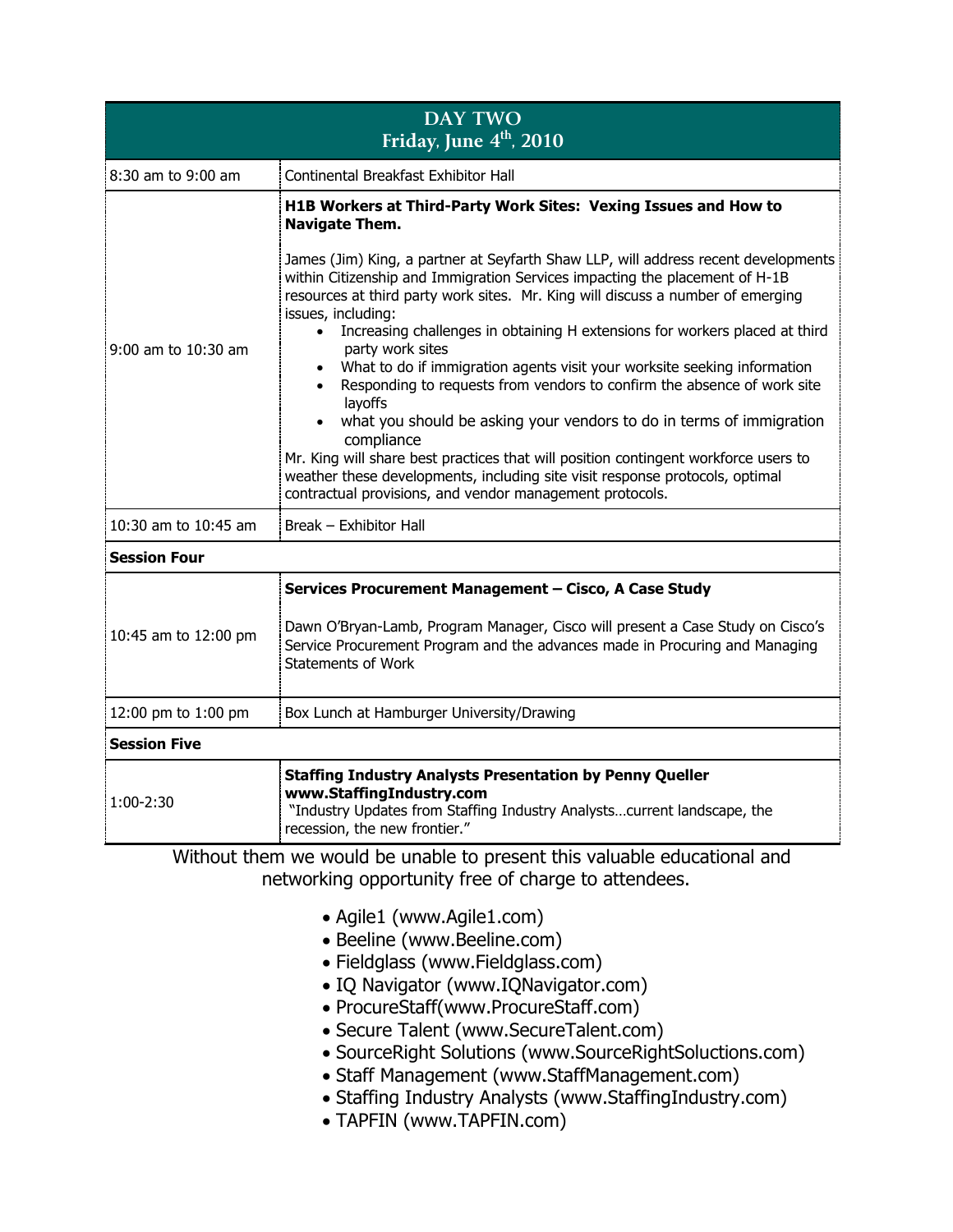| DAY TWO<br>Friday, June 4th, 2010 | |
|---|---|
| 8:30 am to 9:00 am | Continental Breakfast Exhibitor Hall |
| 9:00 am to 10:30 am | **H1B Workers at Third-Party Work Sites: Vexing Issues and How to Navigate Them.**<br><br>James (Jim) King, a partner at Seyfarth Shaw LLP, will address recent developments within Citizenship and Immigration Services impacting the placement of H-1B resources at third party work sites. Mr. King will discuss a number of emerging issues, including:<br>• Increasing challenges in obtaining H extensions for workers placed at third party work sites<br>• What to do if immigration agents visit your worksite seeking information<br>• Responding to requests from vendors to confirm the absence of work site layoffs<br>• what you should be asking your vendors to do in terms of immigration compliance<br>Mr. King will share best practices that will position contingent workforce users to weather these developments, including site visit response protocols, optimal contractual provisions, and vendor management protocols. |
| 10:30 am to 10:45 am | Break – Exhibitor Hall |
| **Session Four** | |
| 10:45 am to 12:00 pm | **Services Procurement Management – Cisco, A Case Study**<br><br>Dawn O'Bryan-Lamb, Program Manager, Cisco will present a Case Study on Cisco's Service Procurement Program and the advances made in Procuring and Managing Statements of Work |
| 12:00 pm to 1:00 pm | Box Lunch at Hamburger University/Drawing |
| **Session Five** | |
| 1:00-2:30 | **Staffing Industry Analysts Presentation by Penny Queller www.StaffingIndustry.com**<br>"Industry Updates from Staffing Industry Analysts…current landscape, the recession, the new frontier." |

Without them we would be unable to present this valuable educational and networking opportunity free of charge to attendees.

- Agile1 (www.Agile1.com)
- Beeline (www.Beeline.com)
- Fieldglass (www.Fieldglass.com)
- IQ Navigator (www.IQNavigator.com)
- ProcureStaff(www.ProcureStaff.com)
- Secure Talent (www.SecureTalent.com)
- SourceRight Solutions (www.SourceRightSoluctions.com)
- Staff Management (www.StaffManagement.com)
- Staffing Industry Analysts (www.StaffingIndustry.com)
- TAPFIN (www.TAPFIN.com)